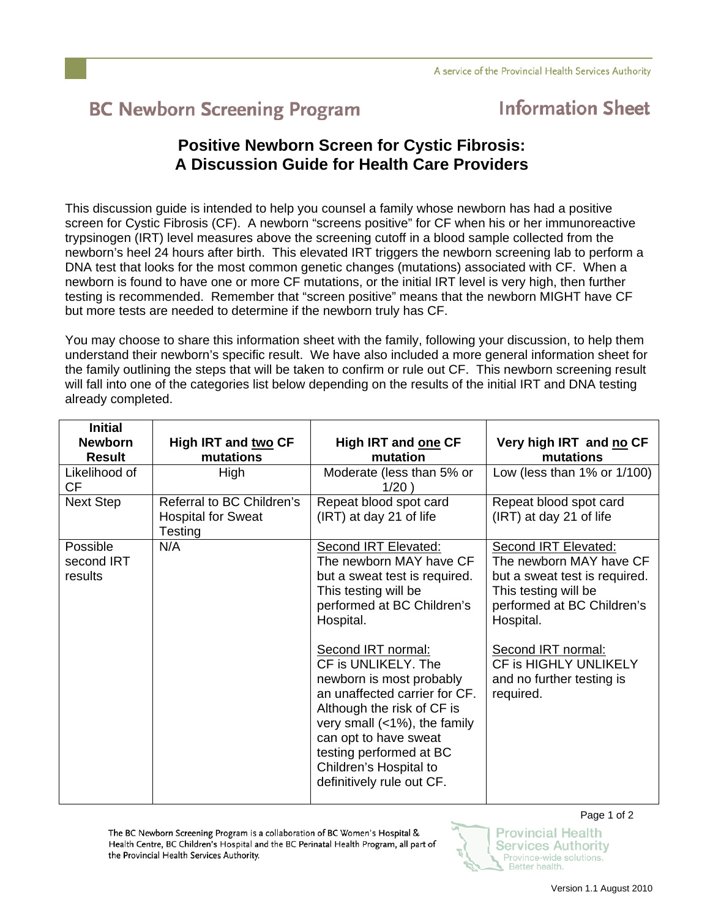# BC Newborn Screening Program — Information Sheet

## Positive Newborn Screen for Cystic Fibrosis: A Discussion Guide for Health Care Providers

This discussion guide is intended to help you counsel a family whose newborn has had a positive screen for Cystic Fibrosis (CF). A newborn "screens positive" for CF when his or her immunoreactive trypsinogen (IRT) level measures above the screening cutoff in a blood sample collected from the newborn's heel 24 hours after birth. This elevated IRT triggers the newborn screening lab to perform a DNA test that looks for the most common genetic changes (mutations) associated with CF. When a newborn is found to have one or more CF mutations, or the initial IRT level is very high, then further testing is recommended. Remember that "screen positive" means that the newborn MIGHT have CF but more tests are needed to determine if the newborn truly has CF.

You may choose to share this information sheet with the family, following your discussion, to help them understand their newborn's specific result. We have also included a more general information sheet for the family outlining the steps that will be taken to confirm or rule out CF. This newborn screening result will fall into one of the categories list below depending on the results of the initial IRT and DNA testing already completed.

| Initial Newborn Result | High IRT and <u>two</u> CF mutations | High IRT and <u>one</u> CF mutation | Very high IRT and <u>no</u> CF mutations |
|---|---|---|---|
| Likelihood of CF | High | Moderate (less than 5% or 1/20 ) | Low (less than 1% or 1/100) |
| Next Step | Referral to BC Children's Hospital for Sweat Testing | Repeat blood spot card (IRT) at day 21 of life | Repeat blood spot card (IRT) at day 21 of life |
| Possible second IRT results | N/A | <u>Second IRT Elevated:</u> The newborn MAY have CF but a sweat test is required. This testing will be performed at BC Children's Hospital.<br><br><u>Second IRT normal:</u> CF is UNLIKELY. The newborn is most probably an unaffected carrier for CF. Although the risk of CF is very small (<1%), the family can opt to have sweat testing performed at BC Children's Hospital to definitively rule out CF. | <u>Second IRT Elevated:</u> The newborn MAY have CF but a sweat test is required. This testing will be performed at BC Children's Hospital.<br><br><u>Second IRT normal:</u> CF is HIGHLY UNLIKELY and no further testing is required. |

The BC Newborn Screening Program is a collaboration of BC Women's Hospital & Health Centre, BC Children's Hospital and the BC Perinatal Health Program, all part of the Provincial Health Services Authority.

Version 1.1 August 2010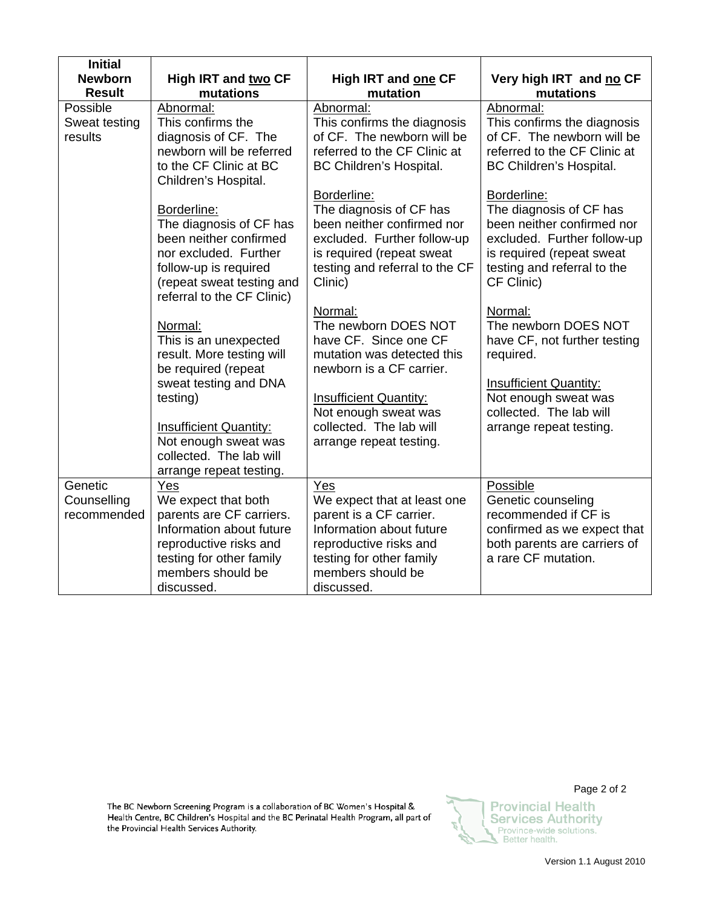| Initial Newborn Result | High IRT and two CF mutations | High IRT and one CF mutation | Very high IRT and no CF mutations |
|---|---|---|---|
| Possible Sweat testing results | Abnormal:<br>This confirms the diagnosis of CF. The newborn will be referred to the CF Clinic at BC Children's Hospital.<br><br>Borderline:<br>The diagnosis of CF has been neither confirmed nor excluded. Further follow-up is required (repeat sweat testing and referral to the CF Clinic)<br><br>Normal:<br>This is an unexpected result. More testing will be required (repeat sweat testing and DNA testing)<br><br>Insufficient Quantity:<br>Not enough sweat was collected. The lab will arrange repeat testing. | Abnormal:<br>This confirms the diagnosis of CF. The newborn will be referred to the CF Clinic at BC Children's Hospital.<br><br>Borderline:<br>The diagnosis of CF has been neither confirmed nor excluded. Further follow-up is required (repeat sweat testing and referral to the CF Clinic)<br><br>Normal:<br>The newborn DOES NOT have CF. Since one CF mutation was detected this newborn is a CF carrier.<br><br>Insufficient Quantity:<br>Not enough sweat was collected. The lab will arrange repeat testing. | Abnormal:<br>This confirms the diagnosis of CF. The newborn will be referred to the CF Clinic at BC Children's Hospital.<br><br>Borderline:<br>The diagnosis of CF has been neither confirmed nor excluded. Further follow-up is required (repeat sweat testing and referral to the CF Clinic)<br><br>Normal:<br>The newborn DOES NOT have CF, not further testing required.<br><br>Insufficient Quantity:<br>Not enough sweat was collected. The lab will arrange repeat testing. |
| Genetic Counselling recommended | Yes<br>We expect that both parents are CF carriers. Information about future reproductive risks and testing for other family members should be discussed. | Yes<br>We expect that at least one parent is a CF carrier. Information about future reproductive risks and testing for other family members should be discussed. | Possible<br>Genetic counseling recommended if CF is confirmed as we expect that both parents are carriers of a rare CF mutation. |

The BC Newborn Screening Program is a collaboration of BC Women's Hospital & Health Centre, BC Children's Hospital and the BC Perinatal Health Program, all part of the Provincial Health Services Authority.

Provincial Health Services Authority
Province-wide solutions. Better health.

Version 1.1 August 2010